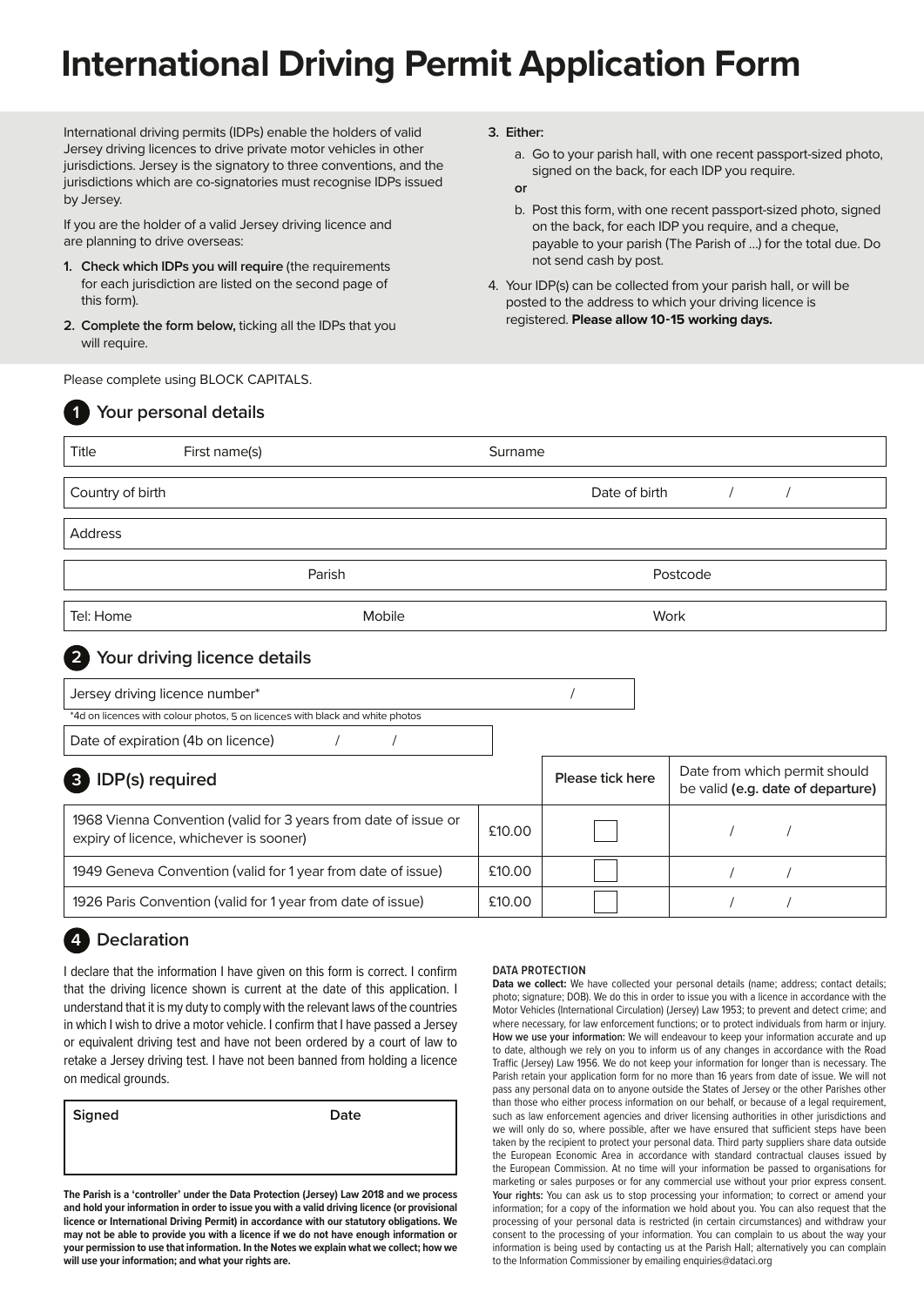# International Driving Permit Application Form

International driving permits (IDPs) enable the holders of valid Jersey driving licences to drive private motor vehicles in other jurisdictions. Jersey is the signatory to three conventions, and the jurisdictions which are co-signatories must recognise IDPs issued by Jersey.

If you are the holder of a valid Jersey driving licence and are planning to drive overseas:

1. **Check which IDPs you will require** (the requirements for each jurisdiction are listed on the second page of this form).
2. **Complete the form below,** ticking all the IDPs that you will require.
3. Either:
   a. Go to your parish hall, with one recent passport-sized photo, signed on the back, for each IDP you require.

   **or**

   b. Post this form, with one recent passport-sized photo, signed on the back, for each IDP you require, and a cheque, payable to your parish (The Parish of ...) for the total due. Do not send cash by post.
4. Your IDP(s) can be collected from your parish hall, or will be posted to the address to which your driving licence is registered. **Please allow 10-15 working days.**

Please complete using BLOCK CAPITALS.

## 1 Your personal details

| Title | First name(s) | Surname |
|---|---|---|
| Country of birth | | Date of birth / / |
| Address | | |
| | Parish | Postcode |
| Tel: Home | Mobile | Work |

## 2 Your driving licence details

| Jersey driving licence number* | / |
|---|---|

*4d on licences with colour photos, 5 on licences with black and white photos

| Date of expiration (4b on licence) / / |
|---|

## 3 IDP(s) required

| IDP(s) required | | Please tick here | Date from which permit should be valid **(e.g. date of departure)** |
|---|---|---|---|
| 1968 Vienna Convention (valid for 3 years from date of issue or expiry of licence, whichever is sooner) | £10.00 | ☐ | / / |
| 1949 Geneva Convention (valid for 1 year from date of issue) | £10.00 | ☐ | / / |
| 1926 Paris Convention (valid for 1 year from date of issue) | £10.00 | ☐ | / / |

## 4 Declaration

I declare that the information I have given on this form is correct. I confirm that the driving licence shown is current at the date of this application. I understand that it is my duty to comply with the relevant laws of the countries in which I wish to drive a motor vehicle. I confirm that I have passed a Jersey or equivalent driving test and have not been ordered by a court of law to retake a Jersey driving test. I have not been banned from holding a licence on medical grounds.

| Signed | Date |
|---|---|
| | |

**The Parish is a 'controller' under the Data Protection (Jersey) Law 2018 and we process and hold your information in order to issue you with a valid driving licence (or provisional licence or International Driving Permit) in accordance with our statutory obligations. We may not be able to provide you with a licence if we do not have enough information or your permission to use that information. In the Notes we explain what we collect; how we will use your information; and what your rights are.**

**DATA PROTECTION**

**Data we collect:** We have collected your personal details (name; address; contact details; photo; signature; DOB). We do this in order to issue you with a licence in accordance with the Motor Vehicles (International Circulation) (Jersey) Law 1953; to prevent and detect crime; and where necessary, for law enforcement functions; or to protect individuals from harm or injury. **How we use your information:** We will endeavour to keep your information accurate and up to date, although we rely on you to inform us of any changes in accordance with the Road Traffic (Jersey) Law 1956. We do not keep your information for longer than is necessary. The Parish retain your application form for no more than 16 years from date of issue. We will not pass any personal data on to anyone outside the States of Jersey or the other Parishes other than those who either process information on our behalf, or because of a legal requirement, such as law enforcement agencies and driver licensing authorities in other jurisdictions and we will only do so, where possible, after we have ensured that sufficient steps have been taken by the recipient to protect your personal data. Third party suppliers share data outside the European Economic Area in accordance with standard contractual clauses issued by the European Commission. At no time will your information be passed to organisations for marketing or sales purposes or for any commercial use without your prior express consent. **Your rights:** You can ask us to stop processing your information; to correct or amend your information; for a copy of the information we hold about you. You can also request that the processing of your personal data is restricted (in certain circumstances) and withdraw your consent to the processing of your information. You can complain to us about the way your information is being used by contacting us at the Parish Hall; alternatively you can complain to the Information Commissioner by emailing enquiries@dataci.org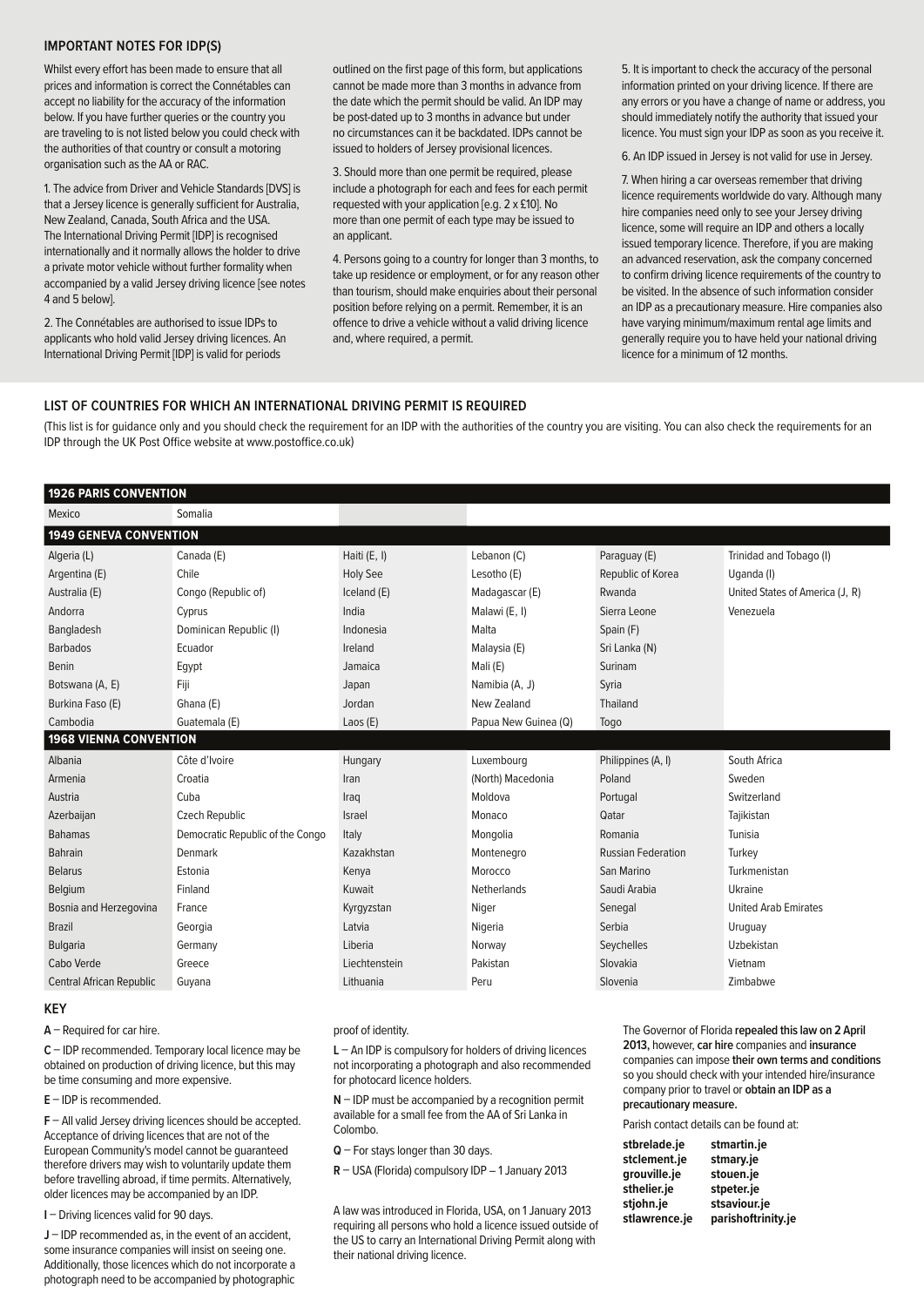## IMPORTANT NOTES FOR IDP(S)

Whilst every effort has been made to ensure that all prices and information is correct the Connétables can accept no liability for the accuracy of the information below. If you have further queries or the country you are traveling to is not listed below you could check with the authorities of that country or consult a motoring organisation such as the AA or RAC.

1. The advice from Driver and Vehicle Standards [DVS] is that a Jersey licence is generally sufficient for Australia, New Zealand, Canada, South Africa and the USA. The International Driving Permit [IDP] is recognised internationally and it normally allows the holder to drive a private motor vehicle without further formality when accompanied by a valid Jersey driving licence [see notes 4 and 5 below].

2. The Connétables are authorised to issue IDPs to applicants who hold valid Jersey driving licences. An International Driving Permit [IDP] is valid for periods outlined on the first page of this form, but applications cannot be made more than 3 months in advance from the date which the permit should be valid. An IDP may be post-dated up to 3 months in advance but under no circumstances can it be backdated. IDPs cannot be issued to holders of Jersey provisional licences.

3. Should more than one permit be required, please include a photograph for each and fees for each permit requested with your application [e.g. 2 x £10]. No more than one permit of each type may be issued to an applicant.

4. Persons going to a country for longer than 3 months, to take up residence or employment, or for any reason other than tourism, should make enquiries about their personal position before relying on a permit. Remember, it is an offence to drive a vehicle without a valid driving licence and, where required, a permit.

5. It is important to check the accuracy of the personal information printed on your driving licence. If there are any errors or you have a change of name or address, you should immediately notify the authority that issued your licence. You must sign your IDP as soon as you receive it.

6. An IDP issued in Jersey is not valid for use in Jersey.

7. When hiring a car overseas remember that driving licence requirements worldwide do vary. Although many hire companies need only to see your Jersey driving licence, some will require an IDP and others a locally issued temporary licence. Therefore, if you are making an advanced reservation, ask the company concerned to confirm driving licence requirements of the country to be visited. In the absence of such information consider an IDP as a precautionary measure. Hire companies also have varying minimum/maximum rental age limits and generally require you to have held your national driving licence for a minimum of 12 months.

## LIST OF COUNTRIES FOR WHICH AN INTERNATIONAL DRIVING PERMIT IS REQUIRED

(This list is for guidance only and you should check the requirement for an IDP with the authorities of the country you are visiting. You can also check the requirements for an IDP through the UK Post Office website at www.postoffice.co.uk)

| | | | | | |
|---|---|---|---|---|---|
| **1926 PARIS CONVENTION** | | | | | |
| Mexico | Somalia | | | | |
| **1949 GENEVA CONVENTION** | | | | | |
| Algeria (L) | Canada (E) | Haiti (E, I) | Lebanon (C) | Paraguay (E) | Trinidad and Tobago (I) |
| Argentina (E) | Chile | Holy See | Lesotho (E) | Republic of Korea | Uganda (I) |
| Australia (E) | Congo (Republic of) | Iceland (E) | Madagascar (E) | Rwanda | United States of America (J, R) |
| Andorra | Cyprus | India | Malawi (E, I) | Sierra Leone | Venezuela |
| Bangladesh | Dominican Republic (I) | Indonesia | Malta | Spain (F) | |
| Barbados | Ecuador | Ireland | Malaysia (E) | Sri Lanka (N) | |
| Benin | Egypt | Jamaica | Mali (E) | Surinam | |
| Botswana (A, E) | Fiji | Japan | Namibia (A, J) | Syria | |
| Burkina Faso (E) | Ghana (E) | Jordan | New Zealand | Thailand | |
| Cambodia | Guatemala (E) | Laos (E) | Papua New Guinea (Q) | Togo | |
| **1968 VIENNA CONVENTION** | | | | | |
| Albania | Côte d'Ivoire | Hungary | Luxembourg | Philippines (A, I) | South Africa |
| Armenia | Croatia | Iran | (North) Macedonia | Poland | Sweden |
| Austria | Cuba | Iraq | Moldova | Portugal | Switzerland |
| Azerbaijan | Czech Republic | Israel | Monaco | Qatar | Tajikistan |
| Bahamas | Democratic Republic of the Congo | Italy | Mongolia | Romania | Tunisia |
| Bahrain | Denmark | Kazakhstan | Montenegro | Russian Federation | Turkey |
| Belarus | Estonia | Kenya | Morocco | San Marino | Turkmenistan |
| Belgium | Finland | Kuwait | Netherlands | Saudi Arabia | Ukraine |
| Bosnia and Herzegovina | France | Kyrgyzstan | Niger | Senegal | United Arab Emirates |
| Brazil | Georgia | Latvia | Nigeria | Serbia | Uruguay |
| Bulgaria | Germany | Liberia | Norway | Seychelles | Uzbekistan |
| Cabo Verde | Greece | Liechtenstein | Pakistan | Slovakia | Vietnam |
| Central African Republic | Guyana | Lithuania | Peru | Slovenia | Zimbabwe |

### KEY

**A** – Required for car hire.

**C** – IDP recommended. Temporary local licence may be obtained on production of driving licence, but this may be time consuming and more expensive.

**E** – IDP is recommended.

**F** – All valid Jersey driving licences should be accepted. Acceptance of driving licences that are not of the European Community's model cannot be guaranteed therefore drivers may wish to voluntarily update them before travelling abroad, if time permits. Alternatively, older licences may be accompanied by an IDP.

**I** – Driving licences valid for 90 days.

**J** – IDP recommended as, in the event of an accident, some insurance companies will insist on seeing one. Additionally, those licences which do not incorporate a photograph need to be accompanied by photographic proof of identity.

**L** – An IDP is compulsory for holders of driving licences not incorporating a photograph and also recommended for photocard licence holders.

**N** – IDP must be accompanied by a recognition permit available for a small fee from the AA of Sri Lanka in Colombo.

**Q** – For stays longer than 30 days.

**R** – USA (Florida) compulsory IDP – 1 January 2013

A law was introduced in Florida, USA, on 1 January 2013 requiring all persons who hold a licence issued outside of the US to carry an International Driving Permit along with their national driving licence.

The Governor of Florida **repealed this law on 2 April 2013,** however, **car hire** companies and **insurance** companies can impose **their own terms and conditions** so you should check with your intended hire/insurance company prior to travel or **obtain an IDP as a precautionary measure.**

Parish contact details can be found at:

| | |
|---|---|
| **stbrelade.je** | **stmartin.je** |
| **stclement.je** | **stmary.je** |
| **grouville.je** | **stouen.je** |
| **sthelier.je** | **stpeter.je** |
| **stjohn.je** | **stsaviour.je** |
| **stlawrence.je** | **parishoftrinity.je** |